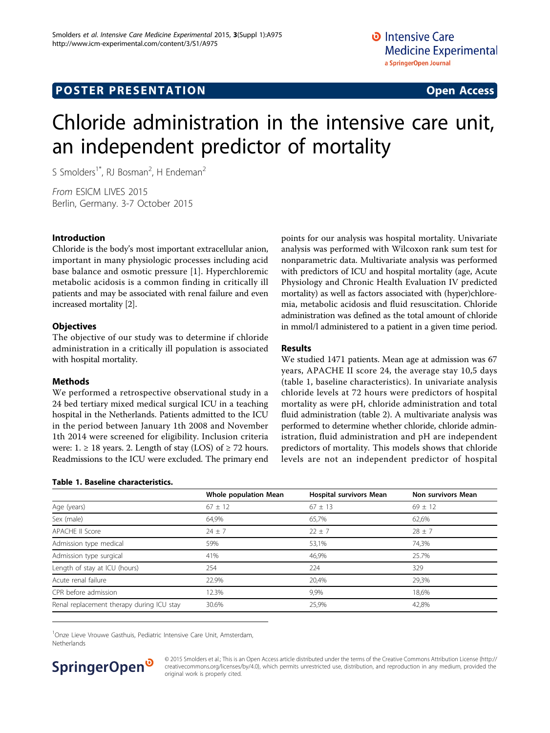POSTER PRESENTATION Open Access

# Chloride administration in the intensive care unit, an independent predictor of mortality

S Smolders[1*], RJ Bosman[2], H Endeman[2]

*From* ESICM LIVES 2015
Berlin, Germany. 3-7 October 2015

## Introduction

Chloride is the body's most important extracellular anion, important in many physiologic processes including acid base balance and osmotic pressure [1]. Hyperchloremic metabolic acidosis is a common finding in critically ill patients and may be associated with renal failure and even increased mortality [2].

## Objectives

The objective of our study was to determine if chloride administration in a critically ill population is associated with hospital mortality.

## Methods

We performed a retrospective observational study in a 24 bed tertiary mixed medical surgical ICU in a teaching hospital in the Netherlands. Patients admitted to the ICU in the period between January 1th 2008 and November 1th 2014 were screened for eligibility. Inclusion criteria were: 1. ≥ 18 years. 2. Length of stay (LOS) of ≥ 72 hours. Readmissions to the ICU were excluded. The primary end points for our analysis was hospital mortality. Univariate analysis was performed with Wilcoxon rank sum test for nonparametric data. Multivariate analysis was performed with predictors of ICU and hospital mortality (age, Acute Physiology and Chronic Health Evaluation IV predicted mortality) as well as factors associated with (hyper)chloremia, metabolic acidosis and fluid resuscitation. Chloride administration was defined as the total amount of chloride in mmol/l administered to a patient in a given time period.

## Results

We studied 1471 patients. Mean age at admission was 67 years, APACHE II score 24, the average stay 10,5 days (table 1, baseline characteristics). In univariate analysis chloride levels at 72 hours were predictors of hospital mortality as were pH, chloride administration and total fluid administration (table 2). A multivariate analysis was performed to determine whether chloride, chloride administration, fluid administration and pH are independent predictors of mortality. This models shows that chloride levels are not an independent predictor of hospital

**Table 1. Baseline characteristics.**

| | Whole population Mean | Hospital survivors Mean | Non survivors Mean |
|---|---|---|---|
| Age (years) | 67 ± 12 | 67 ± 13 | 69 ± 12 |
| Sex (male) | 64,9% | 65,7% | 62,6% |
| APACHE II Score | 24 ± 7 | 22 ± 7 | 28 ± 7 |
| Admission type medical | 59% | 53,1% | 74,3% |
| Admission type surgical | 41% | 46,9% | 25.7% |
| Length of stay at ICU (hours) | 254 | 224 | 329 |
| Acute renal failure | 22.9% | 20,4% | 29,3% |
| CPR before admission | 12.3% | 9,9% | 18,6% |
| Renal replacement therapy during ICU stay | 30.6% | 25,9% | 42,8% |

[1]Onze Lieve Vrouwe Gasthuis, Pediatric Intensive Care Unit, Amsterdam, Netherlands

© 2015 Smolders et al.; This is an Open Access article distributed under the terms of the Creative Commons Attribution License (http://creativecommons.org/licenses/by/4.0), which permits unrestricted use, distribution, and reproduction in any medium, provided the original work is properly cited.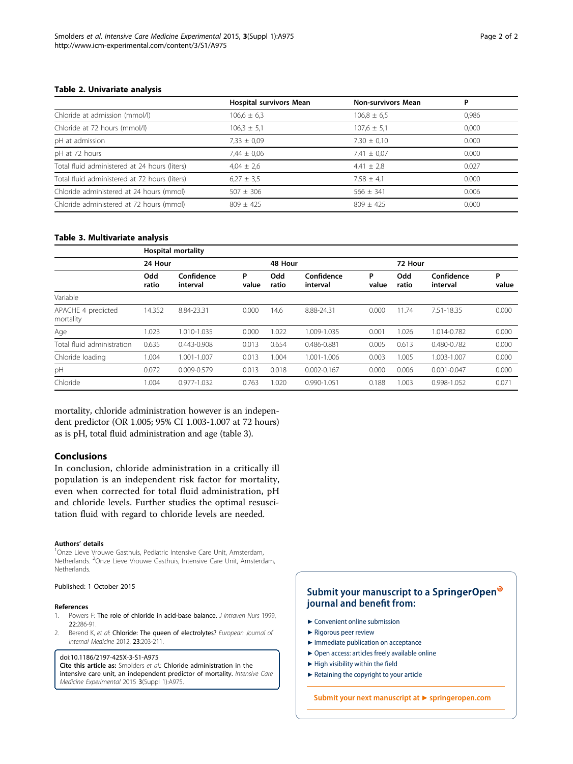**Table 2. Univariate analysis**

| | Hospital survivors Mean | Non-survivors Mean | P |
|---|---|---|---|
| Chloride at admission (mmol/l) | 106,6 ± 6,3 | 106,8 ± 6,5 | 0,986 |
| Chloride at 72 hours (mmol/l) | 106,3 ± 5,1 | 107,6 ± 5,1 | 0,000 |
| pH at admission | 7,33 ± 0,09 | 7,30 ± 0,10 | 0.000 |
| pH at 72 hours | 7,44 ± 0,06 | 7,41 ± 0,07 | 0.000 |
| Total fluid administered at 24 hours (liters) | 4,04 ± 2,6 | 4,41 ± 2,8 | 0.027 |
| Total fluid administered at 72 hours (liters) | 6,27 ± 3,5 | 7,58 ± 4,1 | 0.000 |
| Chloride administered at 24 hours (mmol) | 507 ± 306 | 566 ± 341 | 0.006 |
| Chloride administered at 72 hours (mmol) | 809 ± 425 | 809 ± 425 | 0.000 |

**Table 3. Multivariate analysis**

| | Hospital mortality | | | | | | | | |
|---|---|---|---|---|---|---|---|---|---|
| | 24 Hour | | | 48 Hour | | | 72 Hour | | |
| | Odd ratio | Confidence interval | P value | Odd ratio | Confidence interval | P value | Odd ratio | Confidence interval | P value |
| Variable | | | | | | | | | |
| APACHE 4 predicted mortality | 14.352 | 8.84-23.31 | 0.000 | 14.6 | 8.88-24.31 | 0.000 | 11.74 | 7.51-18.35 | 0.000 |
| Age | 1.023 | 1.010-1.035 | 0.000 | 1.022 | 1.009-1.035 | 0.001 | 1.026 | 1.014-0.782 | 0.000 |
| Total fluid administration | 0.635 | 0.443-0.908 | 0.013 | 0.654 | 0.486-0.881 | 0.005 | 0.613 | 0.480-0.782 | 0.000 |
| Chloride loading | 1.004 | 1.001-1.007 | 0.013 | 1.004 | 1.001-1.006 | 0.003 | 1.005 | 1.003-1.007 | 0.000 |
| pH | 0.072 | 0.009-0.579 | 0.013 | 0.018 | 0.002-0.167 | 0.000 | 0.006 | 0.001-0.047 | 0.000 |
| Chloride | 1.004 | 0.977-1.032 | 0.763 | 1.020 | 0.990-1.051 | 0.188 | 1.003 | 0.998-1.052 | 0.071 |

mortality, chloride administration however is an independent predictor (OR 1.005; 95% CI 1.003-1.007 at 72 hours) as is pH, total fluid administration and age (table 3).

## Conclusions

In conclusion, chloride administration in a critically ill population is an independent risk factor for mortality, even when corrected for total fluid administration, pH and chloride levels. Further studies the optimal resuscitation fluid with regard to chloride levels are needed.

#### Authors' details

[1]Onze Lieve Vrouwe Gasthuis, Pediatric Intensive Care Unit, Amsterdam, Netherlands. [2]Onze Lieve Vrouwe Gasthuis, Intensive Care Unit, Amsterdam, Netherlands.

Published: 1 October 2015

#### References

1. Powers F: The role of chloride in acid-base balance. *J Intraven Nurs* 1999, **22**:286-91.
2. Berend K, *et al*: Chloride: The queen of electrolytes? *European Journal of Internal Medicine* 2012, **23**:203-211.

doi:10.1186/2197-425X-3-S1-A975

**Cite this article as:** Smolders *et al.*: Chloride administration in the intensive care unit, an independent predictor of mortality. *Intensive Care Medicine Experimental* 2015 **3**(Suppl 1):A975.

**Submit your manuscript to a SpringerOpen journal and benefit from:**

- ► Convenient online submission
- ► Rigorous peer review
- ► Immediate publication on acceptance
- ► Open access: articles freely available online
- ► High visibility within the field
- ► Retaining the copyright to your article

**Submit your next manuscript at ► springeropen.com**